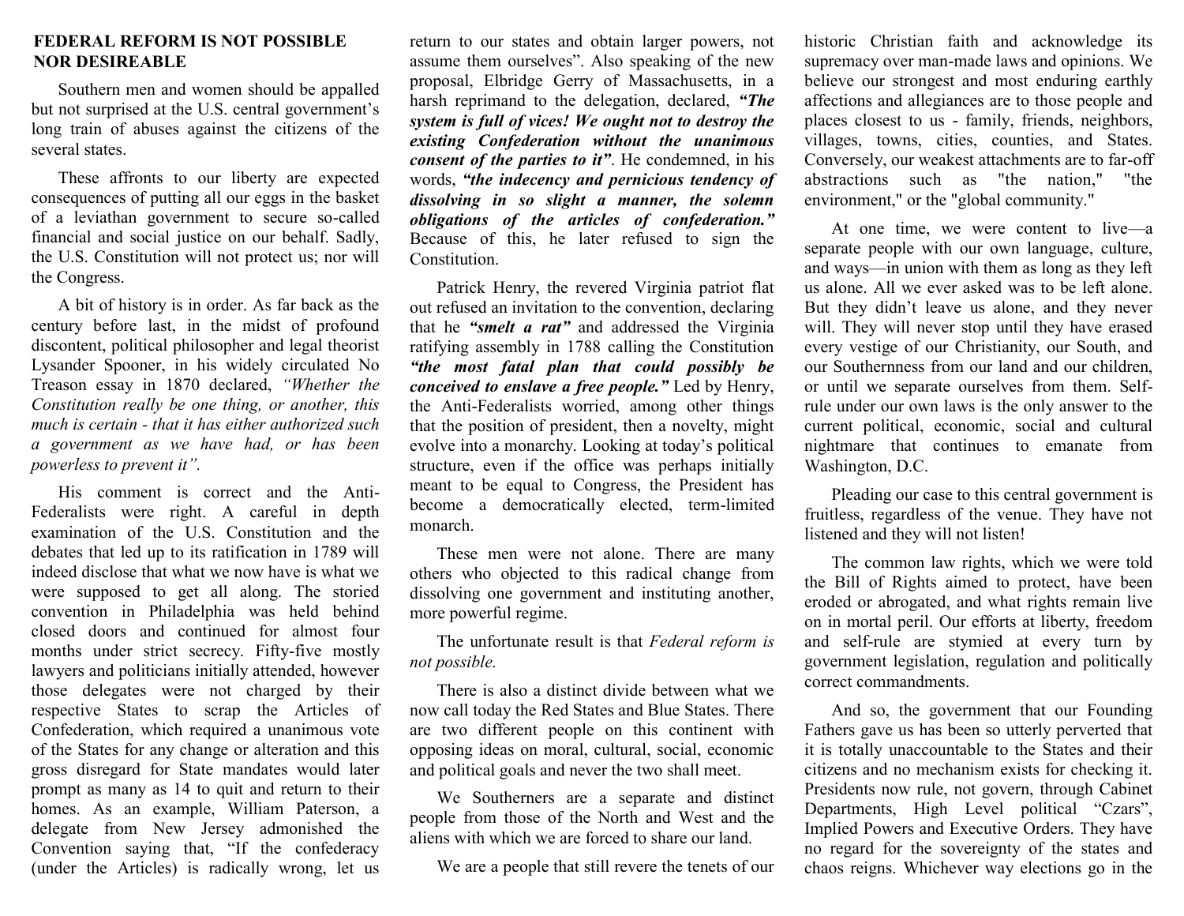## FEDERAL REFORM IS NOT POSSIBLE NOR DESIREABLE

Southern men and women should be appalled but not surprised at the U.S. central government's long train of abuses against the citizens of the several states.

These affronts to our liberty are expected consequences of putting all our eggs in the basket of a leviathan government to secure so-called financial and social justice on our behalf. Sadly, the U.S. Constitution will not protect us; nor will the Congress.

A bit of history is in order. As far back as the century before last, in the midst of profound discontent, political philosopher and legal theorist Lysander Spooner, in his widely circulated No Treason essay in 1870 declared, *"Whether the Constitution really be one thing, or another, this much is certain - that it has either authorized such a government as we have had, or has been powerless to prevent it".*

His comment is correct and the Anti-Federalists were right. A careful in depth examination of the U.S. Constitution and the debates that led up to its ratification in 1789 will indeed disclose that what we now have is what we were supposed to get all along. The storied convention in Philadelphia was held behind closed doors and continued for almost four months under strict secrecy. Fifty-five mostly lawyers and politicians initially attended, however those delegates were not charged by their respective States to scrap the Articles of Confederation, which required a unanimous vote of the States for any change or alteration and this gross disregard for State mandates would later prompt as many as 14 to quit and return to their homes. As an example, William Paterson, a delegate from New Jersey admonished the Convention saying that, "If the confederacy (under the Articles) is radically wrong, let us return to our states and obtain larger powers, not assume them ourselves". Also speaking of the new proposal, Elbridge Gerry of Massachusetts, in a harsh reprimand to the delegation, declared, ***"The system is full of vices! We ought not to destroy the existing Confederation without the unanimous consent of the parties to it"***. He condemned, in his words, ***"the indecency and pernicious tendency of dissolving in so slight a manner, the solemn obligations of the articles of confederation."*** Because of this, he later refused to sign the Constitution.

Patrick Henry, the revered Virginia patriot flat out refused an invitation to the convention, declaring that he ***"smelt a rat"*** and addressed the Virginia ratifying assembly in 1788 calling the Constitution ***"the most fatal plan that could possibly be conceived to enslave a free people."*** Led by Henry, the Anti-Federalists worried, among other things that the position of president, then a novelty, might evolve into a monarchy. Looking at today's political structure, even if the office was perhaps initially meant to be equal to Congress, the President has become a democratically elected, term-limited monarch.

These men were not alone. There are many others who objected to this radical change from dissolving one government and instituting another, more powerful regime.

The unfortunate result is that *Federal reform is not possible.*

There is also a distinct divide between what we now call today the Red States and Blue States. There are two different people on this continent with opposing ideas on moral, cultural, social, economic and political goals and never the two shall meet.

We Southerners are a separate and distinct people from those of the North and West and the aliens with which we are forced to share our land.

We are a people that still revere the tenets of our historic Christian faith and acknowledge its supremacy over man-made laws and opinions. We believe our strongest and most enduring earthly affections and allegiances are to those people and places closest to us - family, friends, neighbors, villages, towns, cities, counties, and States. Conversely, our weakest attachments are to far-off abstractions such as "the nation," "the environment," or the "global community."

At one time, we were content to live—a separate people with our own language, culture, and ways—in union with them as long as they left us alone. All we ever asked was to be left alone. But they didn't leave us alone, and they never will. They will never stop until they have erased every vestige of our Christianity, our South, and our Southernness from our land and our children, or until we separate ourselves from them. Self-rule under our own laws is the only answer to the current political, economic, social and cultural nightmare that continues to emanate from Washington, D.C.

Pleading our case to this central government is fruitless, regardless of the venue. They have not listened and they will not listen!

The common law rights, which we were told the Bill of Rights aimed to protect, have been eroded or abrogated, and what rights remain live on in mortal peril. Our efforts at liberty, freedom and self-rule are stymied at every turn by government legislation, regulation and politically correct commandments.

And so, the government that our Founding Fathers gave us has been so utterly perverted that it is totally unaccountable to the States and their citizens and no mechanism exists for checking it. Presidents now rule, not govern, through Cabinet Departments, High Level political "Czars", Implied Powers and Executive Orders. They have no regard for the sovereignty of the states and chaos reigns. Whichever way elections go in the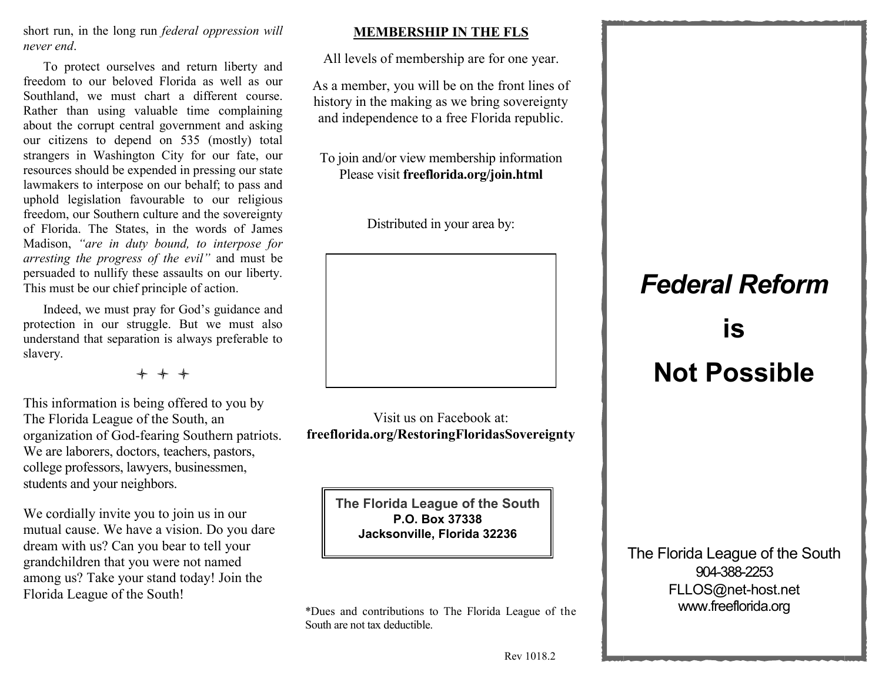short run, in the long run *federal oppression will never end*.

To protect ourselves and return liberty and freedom to our beloved Florida as well as our Southland, we must chart a different course. Rather than using valuable time complaining about the corrupt central government and asking our citizens to depend on 535 (mostly) total strangers in Washington City for our fate, our resources should be expended in pressing our state lawmakers to interpose on our behalf; to pass and uphold legislation favourable to our religious freedom, our Southern culture and the sovereignty of Florida. The States, in the words of James Madison, *"are in duty bound, to interpose for arresting the progress of the evil"* and must be persuaded to nullify these assaults on our liberty. This must be our chief principle of action.

Indeed, we must pray for God's guidance and protection in our struggle. But we must also understand that separation is always preferable to slavery.

✦ ✦ ✦

This information is being offered to you by The Florida League of the South, an organization of God-fearing Southern patriots. We are laborers, doctors, teachers, pastors, college professors, lawyers, businessmen, students and your neighbors.

We cordially invite you to join us in our mutual cause. We have a vision. Do you dare dream with us? Can you bear to tell your grandchildren that you were not named among us? Take your stand today! Join the Florida League of the South!

## MEMBERSHIP IN THE FLS

All levels of membership are for one year.

As a member, you will be on the front lines of history in the making as we bring sovereignty and independence to a free Florida republic.

To join and/or view membership information Please visit **freeflorida.org/join.html**

Distributed in your area by:

Visit us on Facebook at:
**freeflorida.org/RestoringFloridasSovereignty**

**The Florida League of the South**
**P.O. Box 37338**
**Jacksonville, Florida 32236**

*Dues and contributions to The Florida League of the South are not tax deductible.

Rev 1018.2

# *Federal Reform* is Not Possible

The Florida League of the South
904-388-2253
FLLOS@net-host.net
www.freeflorida.org